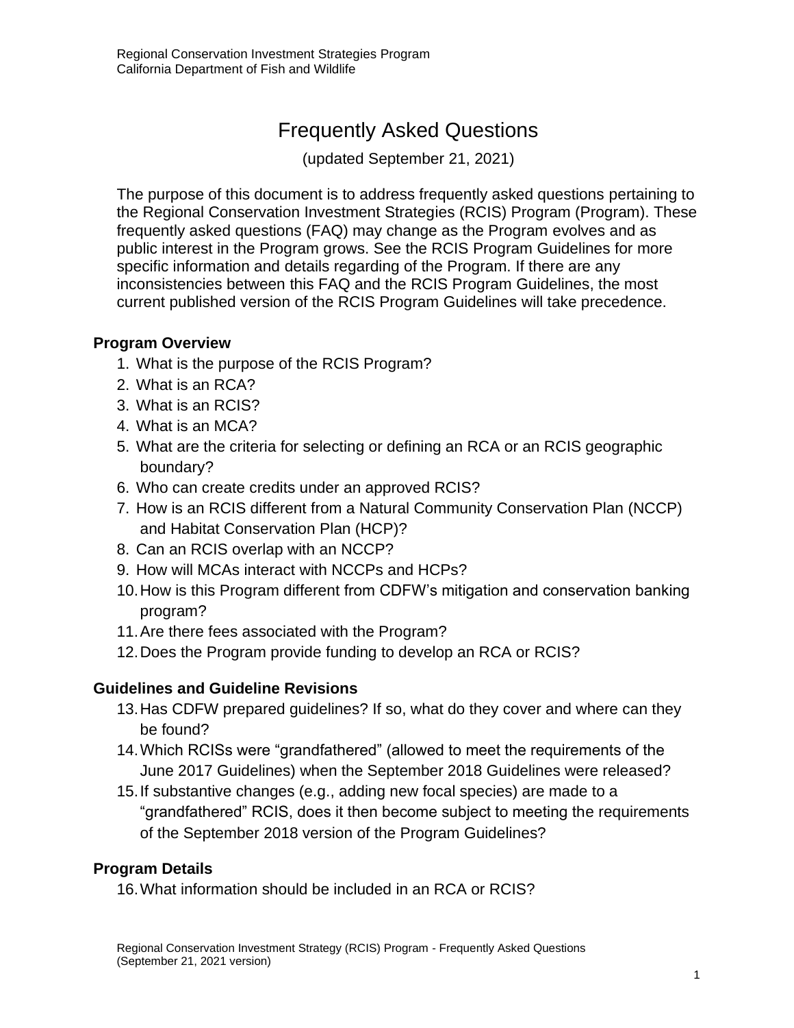# Frequently Asked Questions

(updated September 21, 2021)

The purpose of this document is to address frequently asked questions pertaining to the Regional Conservation Investment Strategies (RCIS) Program (Program). These frequently asked questions (FAQ) may change as the Program evolves and as public interest in the Program grows. See the RCIS Program Guidelines for more specific information and details regarding of the Program. If there are any inconsistencies between this FAQ and the RCIS Program Guidelines, the most current published version of the RCIS Program Guidelines will take precedence.

## Program Overview

1. What is the purpose of the RCIS Program?
2. What is an RCA?
3. What is an RCIS?
4. What is an MCA?
5. What are the criteria for selecting or defining an RCA or an RCIS geographic boundary?
6. Who can create credits under an approved RCIS?
7. How is an RCIS different from a Natural Community Conservation Plan (NCCP) and Habitat Conservation Plan (HCP)?
8. Can an RCIS overlap with an NCCP?
9. How will MCAs interact with NCCPs and HCPs?
10. How is this Program different from CDFW's mitigation and conservation banking program?
11. Are there fees associated with the Program?
12. Does the Program provide funding to develop an RCA or RCIS?

## Guidelines and Guideline Revisions

13. Has CDFW prepared guidelines? If so, what do they cover and where can they be found?
14. Which RCISs were "grandfathered" (allowed to meet the requirements of the June 2017 Guidelines) when the September 2018 Guidelines were released?
15. If substantive changes (e.g., adding new focal species) are made to a "grandfathered" RCIS, does it then become subject to meeting the requirements of the September 2018 version of the Program Guidelines?

## Program Details

16. What information should be included in an RCA or RCIS?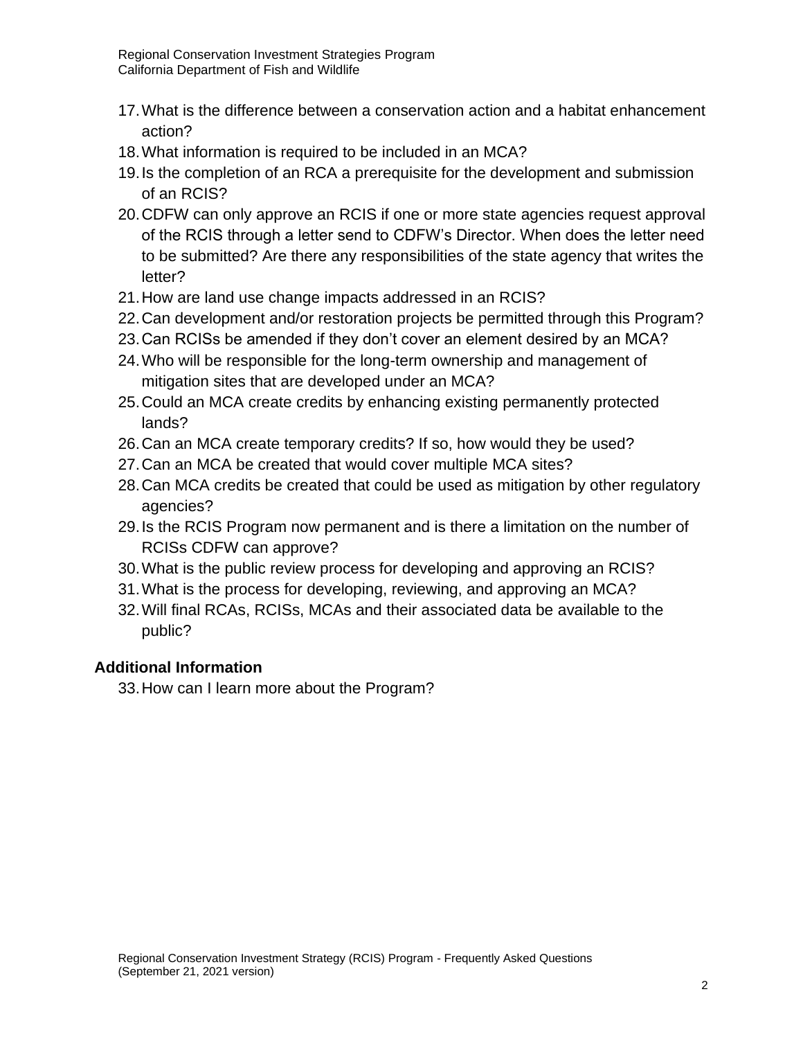17. What is the difference between a conservation action and a habitat enhancement action?
18. What information is required to be included in an MCA?
19. Is the completion of an RCA a prerequisite for the development and submission of an RCIS?
20. CDFW can only approve an RCIS if one or more state agencies request approval of the RCIS through a letter send to CDFW's Director. When does the letter need to be submitted? Are there any responsibilities of the state agency that writes the letter?
21. How are land use change impacts addressed in an RCIS?
22. Can development and/or restoration projects be permitted through this Program?
23. Can RCISs be amended if they don't cover an element desired by an MCA?
24. Who will be responsible for the long-term ownership and management of mitigation sites that are developed under an MCA?
25. Could an MCA create credits by enhancing existing permanently protected lands?
26. Can an MCA create temporary credits? If so, how would they be used?
27. Can an MCA be created that would cover multiple MCA sites?
28. Can MCA credits be created that could be used as mitigation by other regulatory agencies?
29. Is the RCIS Program now permanent and is there a limitation on the number of RCISs CDFW can approve?
30. What is the public review process for developing and approving an RCIS?
31. What is the process for developing, reviewing, and approving an MCA?
32. Will final RCAs, RCISs, MCAs and their associated data be available to the public?

## Additional Information

33. How can I learn more about the Program?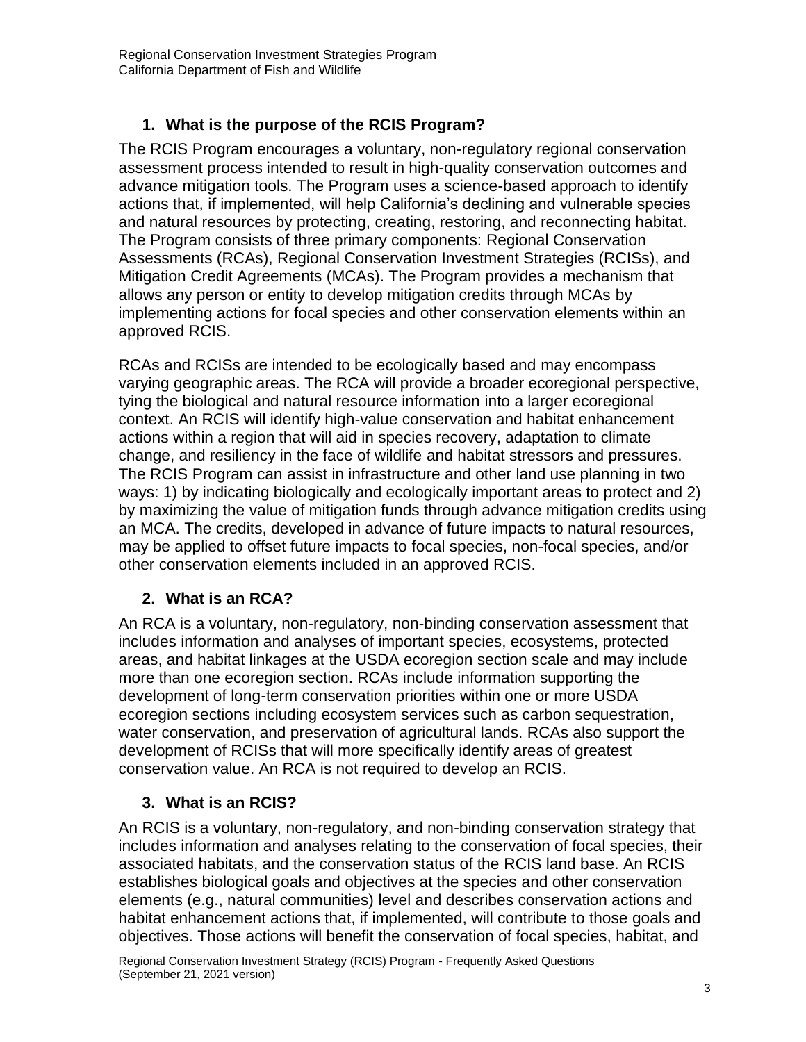## 1. What is the purpose of the RCIS Program?

The RCIS Program encourages a voluntary, non-regulatory regional conservation assessment process intended to result in high-quality conservation outcomes and advance mitigation tools. The Program uses a science-based approach to identify actions that, if implemented, will help California's declining and vulnerable species and natural resources by protecting, creating, restoring, and reconnecting habitat. The Program consists of three primary components: Regional Conservation Assessments (RCAs), Regional Conservation Investment Strategies (RCISs), and Mitigation Credit Agreements (MCAs). The Program provides a mechanism that allows any person or entity to develop mitigation credits through MCAs by implementing actions for focal species and other conservation elements within an approved RCIS.

RCAs and RCISs are intended to be ecologically based and may encompass varying geographic areas. The RCA will provide a broader ecoregional perspective, tying the biological and natural resource information into a larger ecoregional context. An RCIS will identify high-value conservation and habitat enhancement actions within a region that will aid in species recovery, adaptation to climate change, and resiliency in the face of wildlife and habitat stressors and pressures. The RCIS Program can assist in infrastructure and other land use planning in two ways: 1) by indicating biologically and ecologically important areas to protect and 2) by maximizing the value of mitigation funds through advance mitigation credits using an MCA. The credits, developed in advance of future impacts to natural resources, may be applied to offset future impacts to focal species, non-focal species, and/or other conservation elements included in an approved RCIS.

## 2. What is an RCA?

An RCA is a voluntary, non-regulatory, non-binding conservation assessment that includes information and analyses of important species, ecosystems, protected areas, and habitat linkages at the USDA ecoregion section scale and may include more than one ecoregion section. RCAs include information supporting the development of long-term conservation priorities within one or more USDA ecoregion sections including ecosystem services such as carbon sequestration, water conservation, and preservation of agricultural lands. RCAs also support the development of RCISs that will more specifically identify areas of greatest conservation value. An RCA is not required to develop an RCIS.

## 3. What is an RCIS?

An RCIS is a voluntary, non-regulatory, and non-binding conservation strategy that includes information and analyses relating to the conservation of focal species, their associated habitats, and the conservation status of the RCIS land base. An RCIS establishes biological goals and objectives at the species and other conservation elements (e.g., natural communities) level and describes conservation actions and habitat enhancement actions that, if implemented, will contribute to those goals and objectives. Those actions will benefit the conservation of focal species, habitat, and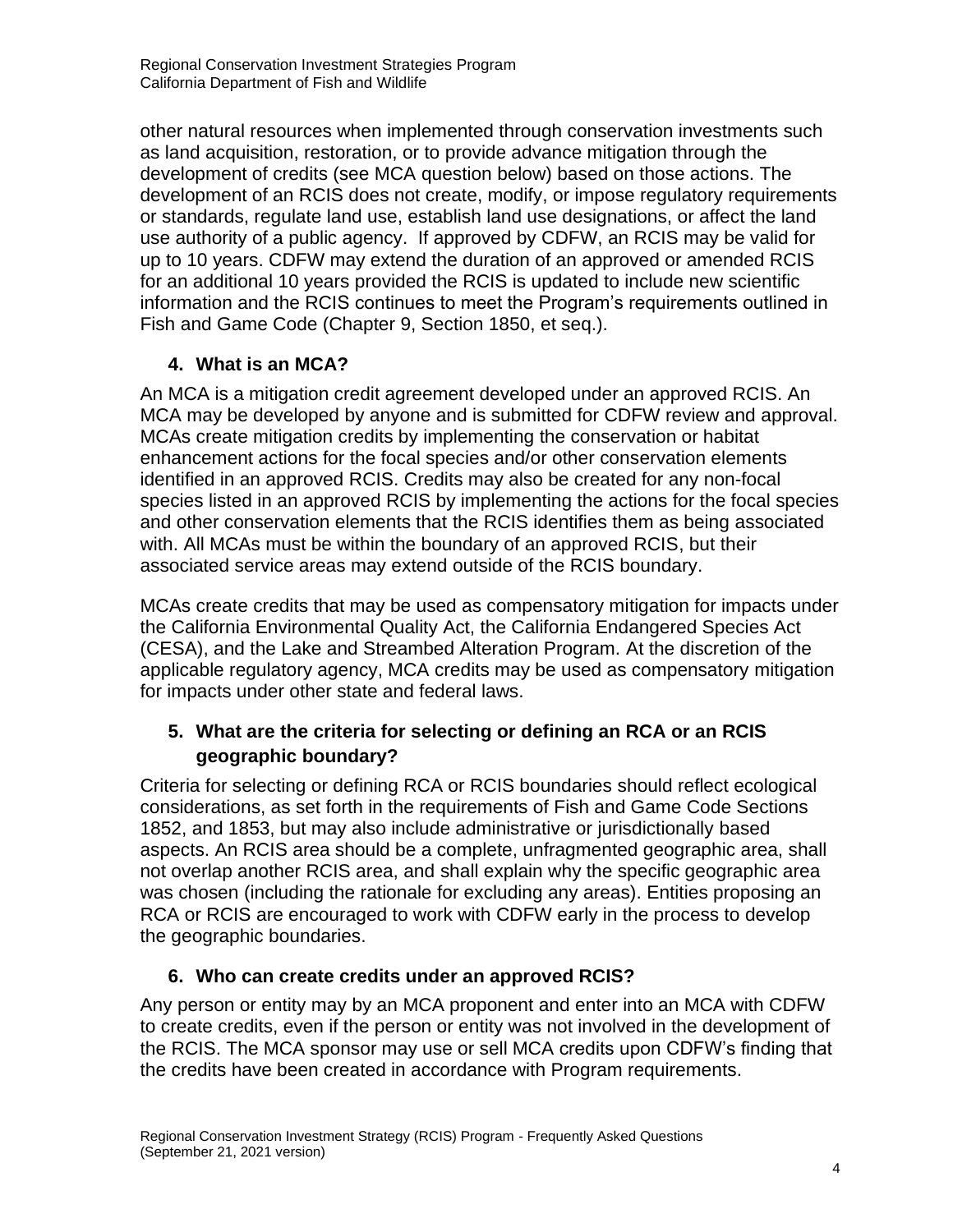other natural resources when implemented through conservation investments such as land acquisition, restoration, or to provide advance mitigation through the development of credits (see MCA question below) based on those actions. The development of an RCIS does not create, modify, or impose regulatory requirements or standards, regulate land use, establish land use designations, or affect the land use authority of a public agency. If approved by CDFW, an RCIS may be valid for up to 10 years. CDFW may extend the duration of an approved or amended RCIS for an additional 10 years provided the RCIS is updated to include new scientific information and the RCIS continues to meet the Program's requirements outlined in Fish and Game Code (Chapter 9, Section 1850, et seq.).

### 4. What is an MCA?

An MCA is a mitigation credit agreement developed under an approved RCIS. An MCA may be developed by anyone and is submitted for CDFW review and approval. MCAs create mitigation credits by implementing the conservation or habitat enhancement actions for the focal species and/or other conservation elements identified in an approved RCIS. Credits may also be created for any non-focal species listed in an approved RCIS by implementing the actions for the focal species and other conservation elements that the RCIS identifies them as being associated with. All MCAs must be within the boundary of an approved RCIS, but their associated service areas may extend outside of the RCIS boundary.

MCAs create credits that may be used as compensatory mitigation for impacts under the California Environmental Quality Act, the California Endangered Species Act (CESA), and the Lake and Streambed Alteration Program. At the discretion of the applicable regulatory agency, MCA credits may be used as compensatory mitigation for impacts under other state and federal laws.

### 5. What are the criteria for selecting or defining an RCA or an RCIS geographic boundary?

Criteria for selecting or defining RCA or RCIS boundaries should reflect ecological considerations, as set forth in the requirements of Fish and Game Code Sections 1852, and 1853, but may also include administrative or jurisdictionally based aspects. An RCIS area should be a complete, unfragmented geographic area, shall not overlap another RCIS area, and shall explain why the specific geographic area was chosen (including the rationale for excluding any areas). Entities proposing an RCA or RCIS are encouraged to work with CDFW early in the process to develop the geographic boundaries.

### 6. Who can create credits under an approved RCIS?

Any person or entity may by an MCA proponent and enter into an MCA with CDFW to create credits, even if the person or entity was not involved in the development of the RCIS. The MCA sponsor may use or sell MCA credits upon CDFW's finding that the credits have been created in accordance with Program requirements.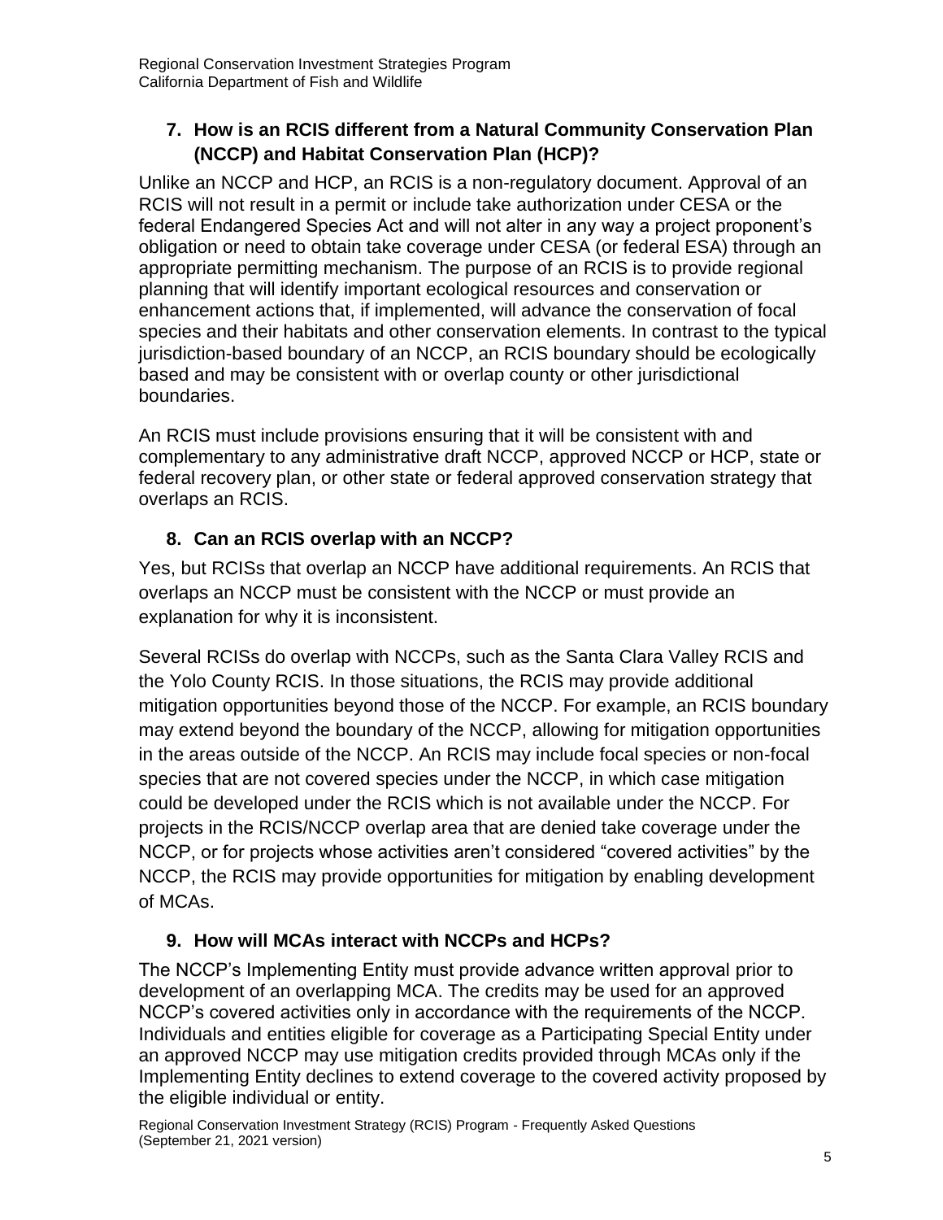## 7. How is an RCIS different from a Natural Community Conservation Plan (NCCP) and Habitat Conservation Plan (HCP)?

Unlike an NCCP and HCP, an RCIS is a non-regulatory document. Approval of an RCIS will not result in a permit or include take authorization under CESA or the federal Endangered Species Act and will not alter in any way a project proponent's obligation or need to obtain take coverage under CESA (or federal ESA) through an appropriate permitting mechanism. The purpose of an RCIS is to provide regional planning that will identify important ecological resources and conservation or enhancement actions that, if implemented, will advance the conservation of focal species and their habitats and other conservation elements. In contrast to the typical jurisdiction-based boundary of an NCCP, an RCIS boundary should be ecologically based and may be consistent with or overlap county or other jurisdictional boundaries.

An RCIS must include provisions ensuring that it will be consistent with and complementary to any administrative draft NCCP, approved NCCP or HCP, state or federal recovery plan, or other state or federal approved conservation strategy that overlaps an RCIS.

## 8. Can an RCIS overlap with an NCCP?

Yes, but RCISs that overlap an NCCP have additional requirements. An RCIS that overlaps an NCCP must be consistent with the NCCP or must provide an explanation for why it is inconsistent.

Several RCISs do overlap with NCCPs, such as the Santa Clara Valley RCIS and the Yolo County RCIS. In those situations, the RCIS may provide additional mitigation opportunities beyond those of the NCCP. For example, an RCIS boundary may extend beyond the boundary of the NCCP, allowing for mitigation opportunities in the areas outside of the NCCP. An RCIS may include focal species or non-focal species that are not covered species under the NCCP, in which case mitigation could be developed under the RCIS which is not available under the NCCP. For projects in the RCIS/NCCP overlap area that are denied take coverage under the NCCP, or for projects whose activities aren't considered "covered activities" by the NCCP, the RCIS may provide opportunities for mitigation by enabling development of MCAs.

## 9. How will MCAs interact with NCCPs and HCPs?

The NCCP's Implementing Entity must provide advance written approval prior to development of an overlapping MCA. The credits may be used for an approved NCCP's covered activities only in accordance with the requirements of the NCCP. Individuals and entities eligible for coverage as a Participating Special Entity under an approved NCCP may use mitigation credits provided through MCAs only if the Implementing Entity declines to extend coverage to the covered activity proposed by the eligible individual or entity.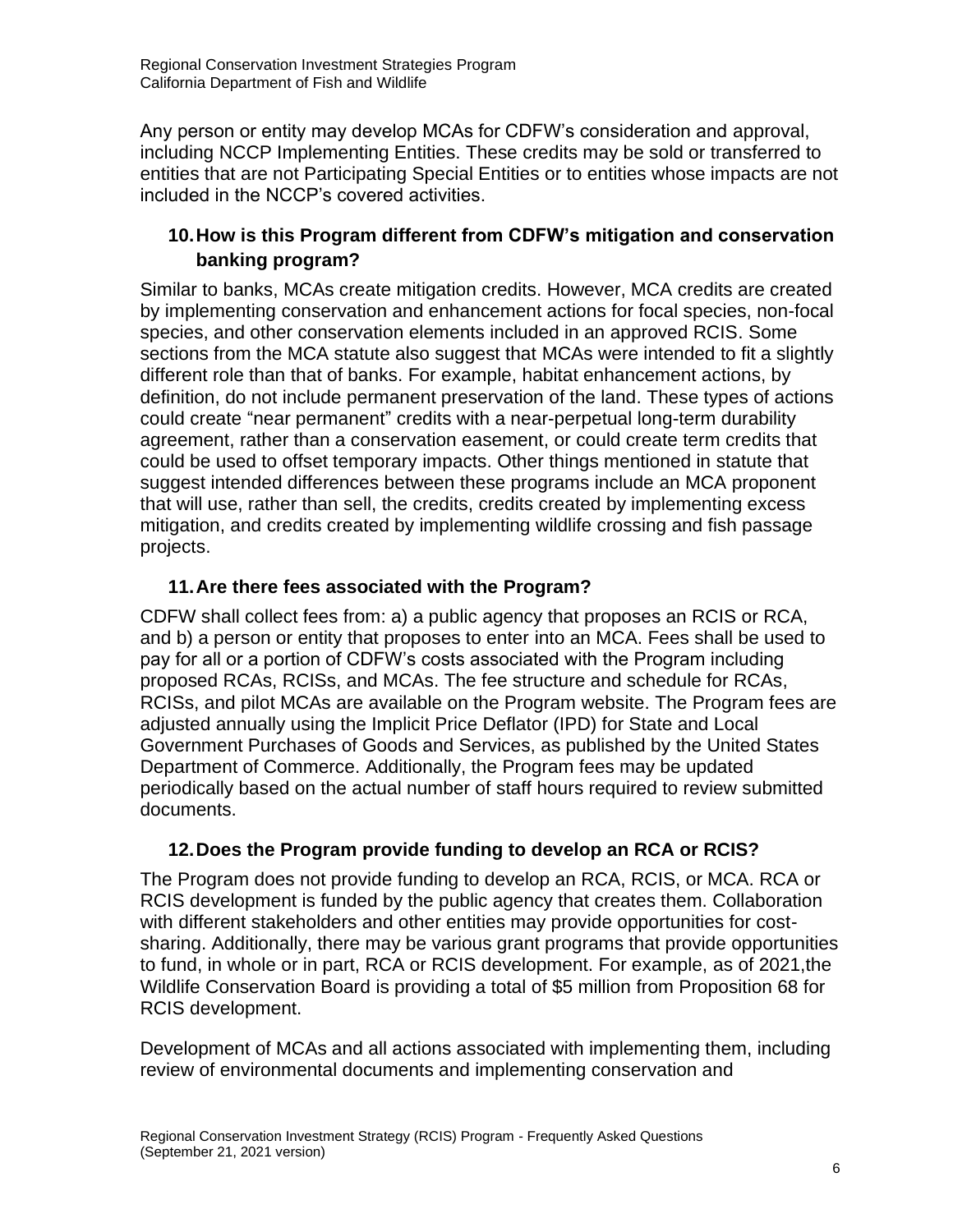Any person or entity may develop MCAs for CDFW's consideration and approval, including NCCP Implementing Entities. These credits may be sold or transferred to entities that are not Participating Special Entities or to entities whose impacts are not included in the NCCP's covered activities.

### 10. How is this Program different from CDFW's mitigation and conservation banking program?

Similar to banks, MCAs create mitigation credits. However, MCA credits are created by implementing conservation and enhancement actions for focal species, non-focal species, and other conservation elements included in an approved RCIS. Some sections from the MCA statute also suggest that MCAs were intended to fit a slightly different role than that of banks. For example, habitat enhancement actions, by definition, do not include permanent preservation of the land. These types of actions could create "near permanent" credits with a near-perpetual long-term durability agreement, rather than a conservation easement, or could create term credits that could be used to offset temporary impacts. Other things mentioned in statute that suggest intended differences between these programs include an MCA proponent that will use, rather than sell, the credits, credits created by implementing excess mitigation, and credits created by implementing wildlife crossing and fish passage projects.

### 11. Are there fees associated with the Program?

CDFW shall collect fees from: a) a public agency that proposes an RCIS or RCA, and b) a person or entity that proposes to enter into an MCA. Fees shall be used to pay for all or a portion of CDFW's costs associated with the Program including proposed RCAs, RCISs, and MCAs. The fee structure and schedule for RCAs, RCISs, and pilot MCAs are available on the Program website. The Program fees are adjusted annually using the Implicit Price Deflator (IPD) for State and Local Government Purchases of Goods and Services, as published by the United States Department of Commerce. Additionally, the Program fees may be updated periodically based on the actual number of staff hours required to review submitted documents.

### 12. Does the Program provide funding to develop an RCA or RCIS?

The Program does not provide funding to develop an RCA, RCIS, or MCA. RCA or RCIS development is funded by the public agency that creates them. Collaboration with different stakeholders and other entities may provide opportunities for cost-sharing. Additionally, there may be various grant programs that provide opportunities to fund, in whole or in part, RCA or RCIS development. For example, as of 2021,the Wildlife Conservation Board is providing a total of $5 million from Proposition 68 for RCIS development.

Development of MCAs and all actions associated with implementing them, including review of environmental documents and implementing conservation and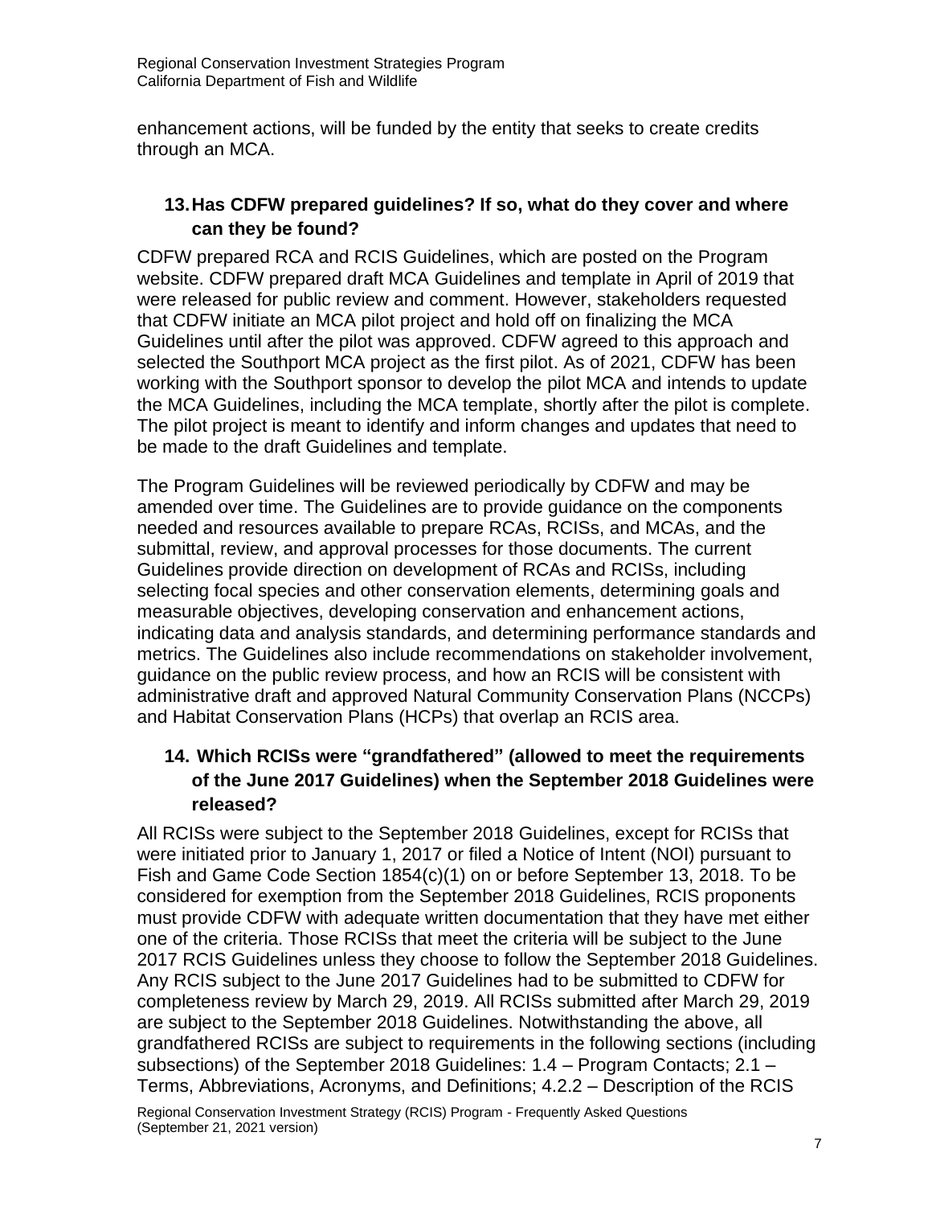enhancement actions, will be funded by the entity that seeks to create credits through an MCA.

### 13. Has CDFW prepared guidelines? If so, what do they cover and where can they be found?

CDFW prepared RCA and RCIS Guidelines, which are posted on the Program website. CDFW prepared draft MCA Guidelines and template in April of 2019 that were released for public review and comment. However, stakeholders requested that CDFW initiate an MCA pilot project and hold off on finalizing the MCA Guidelines until after the pilot was approved. CDFW agreed to this approach and selected the Southport MCA project as the first pilot. As of 2021, CDFW has been working with the Southport sponsor to develop the pilot MCA and intends to update the MCA Guidelines, including the MCA template, shortly after the pilot is complete. The pilot project is meant to identify and inform changes and updates that need to be made to the draft Guidelines and template.

The Program Guidelines will be reviewed periodically by CDFW and may be amended over time. The Guidelines are to provide guidance on the components needed and resources available to prepare RCAs, RCISs, and MCAs, and the submittal, review, and approval processes for those documents. The current Guidelines provide direction on development of RCAs and RCISs, including selecting focal species and other conservation elements, determining goals and measurable objectives, developing conservation and enhancement actions, indicating data and analysis standards, and determining performance standards and metrics. The Guidelines also include recommendations on stakeholder involvement, guidance on the public review process, and how an RCIS will be consistent with administrative draft and approved Natural Community Conservation Plans (NCCPs) and Habitat Conservation Plans (HCPs) that overlap an RCIS area.

### 14. Which RCISs were "grandfathered" (allowed to meet the requirements of the June 2017 Guidelines) when the September 2018 Guidelines were released?

All RCISs were subject to the September 2018 Guidelines, except for RCISs that were initiated prior to January 1, 2017 or filed a Notice of Intent (NOI) pursuant to Fish and Game Code Section 1854(c)(1) on or before September 13, 2018. To be considered for exemption from the September 2018 Guidelines, RCIS proponents must provide CDFW with adequate written documentation that they have met either one of the criteria. Those RCISs that meet the criteria will be subject to the June 2017 RCIS Guidelines unless they choose to follow the September 2018 Guidelines. Any RCIS subject to the June 2017 Guidelines had to be submitted to CDFW for completeness review by March 29, 2019. All RCISs submitted after March 29, 2019 are subject to the September 2018 Guidelines. Notwithstanding the above, all grandfathered RCISs are subject to requirements in the following sections (including subsections) of the September 2018 Guidelines: 1.4 – Program Contacts; 2.1 – Terms, Abbreviations, Acronyms, and Definitions; 4.2.2 – Description of the RCIS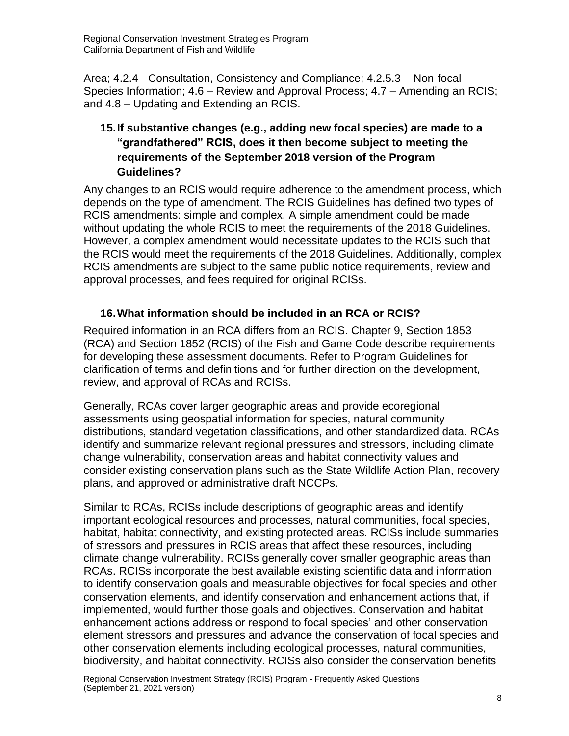Area; 4.2.4 - Consultation, Consistency and Compliance; 4.2.5.3 – Non-focal Species Information; 4.6 – Review and Approval Process; 4.7 – Amending an RCIS; and 4.8 – Updating and Extending an RCIS.

### 15. If substantive changes (e.g., adding new focal species) are made to a "grandfathered" RCIS, does it then become subject to meeting the requirements of the September 2018 version of the Program Guidelines?

Any changes to an RCIS would require adherence to the amendment process, which depends on the type of amendment. The RCIS Guidelines has defined two types of RCIS amendments: simple and complex. A simple amendment could be made without updating the whole RCIS to meet the requirements of the 2018 Guidelines. However, a complex amendment would necessitate updates to the RCIS such that the RCIS would meet the requirements of the 2018 Guidelines. Additionally, complex RCIS amendments are subject to the same public notice requirements, review and approval processes, and fees required for original RCISs.

### 16. What information should be included in an RCA or RCIS?

Required information in an RCA differs from an RCIS. Chapter 9, Section 1853 (RCA) and Section 1852 (RCIS) of the Fish and Game Code describe requirements for developing these assessment documents. Refer to Program Guidelines for clarification of terms and definitions and for further direction on the development, review, and approval of RCAs and RCISs.

Generally, RCAs cover larger geographic areas and provide ecoregional assessments using geospatial information for species, natural community distributions, standard vegetation classifications, and other standardized data. RCAs identify and summarize relevant regional pressures and stressors, including climate change vulnerability, conservation areas and habitat connectivity values and consider existing conservation plans such as the State Wildlife Action Plan, recovery plans, and approved or administrative draft NCCPs.

Similar to RCAs, RCISs include descriptions of geographic areas and identify important ecological resources and processes, natural communities, focal species, habitat, habitat connectivity, and existing protected areas. RCISs include summaries of stressors and pressures in RCIS areas that affect these resources, including climate change vulnerability. RCISs generally cover smaller geographic areas than RCAs. RCISs incorporate the best available existing scientific data and information to identify conservation goals and measurable objectives for focal species and other conservation elements, and identify conservation and enhancement actions that, if implemented, would further those goals and objectives. Conservation and habitat enhancement actions address or respond to focal species' and other conservation element stressors and pressures and advance the conservation of focal species and other conservation elements including ecological processes, natural communities, biodiversity, and habitat connectivity. RCISs also consider the conservation benefits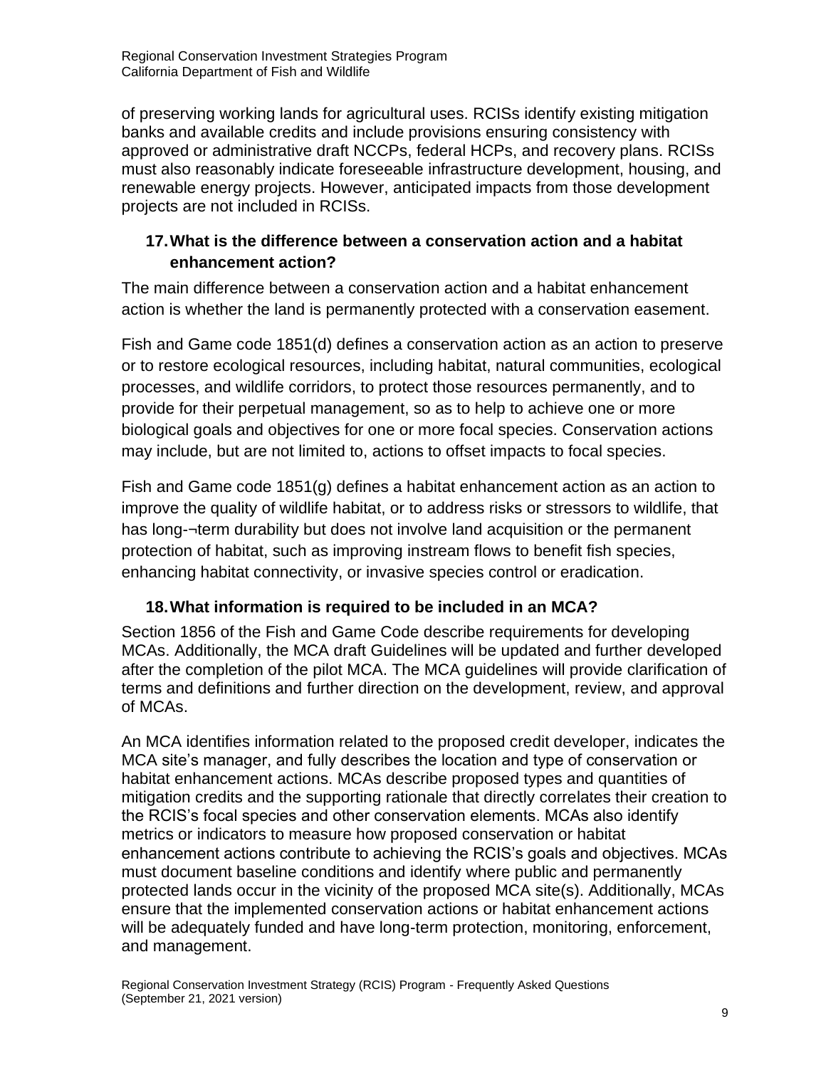of preserving working lands for agricultural uses. RCISs identify existing mitigation banks and available credits and include provisions ensuring consistency with approved or administrative draft NCCPs, federal HCPs, and recovery plans. RCISs must also reasonably indicate foreseeable infrastructure development, housing, and renewable energy projects. However, anticipated impacts from those development projects are not included in RCISs.

### 17. What is the difference between a conservation action and a habitat enhancement action?

The main difference between a conservation action and a habitat enhancement action is whether the land is permanently protected with a conservation easement.

Fish and Game code 1851(d) defines a conservation action as an action to preserve or to restore ecological resources, including habitat, natural communities, ecological processes, and wildlife corridors, to protect those resources permanently, and to provide for their perpetual management, so as to help to achieve one or more biological goals and objectives for one or more focal species. Conservation actions may include, but are not limited to, actions to offset impacts to focal species.

Fish and Game code 1851(g) defines a habitat enhancement action as an action to improve the quality of wildlife habitat, or to address risks or stressors to wildlife, that has long-¬term durability but does not involve land acquisition or the permanent protection of habitat, such as improving instream flows to benefit fish species, enhancing habitat connectivity, or invasive species control or eradication.

### 18. What information is required to be included in an MCA?

Section 1856 of the Fish and Game Code describe requirements for developing MCAs. Additionally, the MCA draft Guidelines will be updated and further developed after the completion of the pilot MCA. The MCA guidelines will provide clarification of terms and definitions and further direction on the development, review, and approval of MCAs.

An MCA identifies information related to the proposed credit developer, indicates the MCA site's manager, and fully describes the location and type of conservation or habitat enhancement actions. MCAs describe proposed types and quantities of mitigation credits and the supporting rationale that directly correlates their creation to the RCIS's focal species and other conservation elements. MCAs also identify metrics or indicators to measure how proposed conservation or habitat enhancement actions contribute to achieving the RCIS's goals and objectives. MCAs must document baseline conditions and identify where public and permanently protected lands occur in the vicinity of the proposed MCA site(s). Additionally, MCAs ensure that the implemented conservation actions or habitat enhancement actions will be adequately funded and have long-term protection, monitoring, enforcement, and management.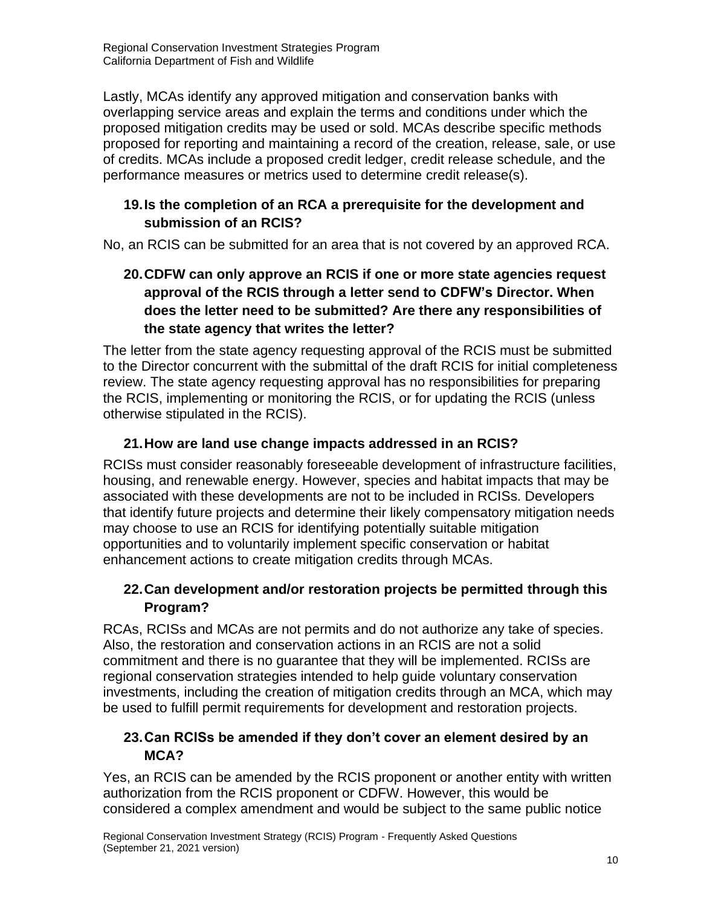Lastly, MCAs identify any approved mitigation and conservation banks with overlapping service areas and explain the terms and conditions under which the proposed mitigation credits may be used or sold. MCAs describe specific methods proposed for reporting and maintaining a record of the creation, release, sale, or use of credits. MCAs include a proposed credit ledger, credit release schedule, and the performance measures or metrics used to determine credit release(s).

### 19. Is the completion of an RCA a prerequisite for the development and submission of an RCIS?

No, an RCIS can be submitted for an area that is not covered by an approved RCA.

### 20. CDFW can only approve an RCIS if one or more state agencies request approval of the RCIS through a letter send to CDFW's Director. When does the letter need to be submitted? Are there any responsibilities of the state agency that writes the letter?

The letter from the state agency requesting approval of the RCIS must be submitted to the Director concurrent with the submittal of the draft RCIS for initial completeness review. The state agency requesting approval has no responsibilities for preparing the RCIS, implementing or monitoring the RCIS, or for updating the RCIS (unless otherwise stipulated in the RCIS).

### 21. How are land use change impacts addressed in an RCIS?

RCISs must consider reasonably foreseeable development of infrastructure facilities, housing, and renewable energy. However, species and habitat impacts that may be associated with these developments are not to be included in RCISs. Developers that identify future projects and determine their likely compensatory mitigation needs may choose to use an RCIS for identifying potentially suitable mitigation opportunities and to voluntarily implement specific conservation or habitat enhancement actions to create mitigation credits through MCAs.

### 22. Can development and/or restoration projects be permitted through this Program?

RCAs, RCISs and MCAs are not permits and do not authorize any take of species. Also, the restoration and conservation actions in an RCIS are not a solid commitment and there is no guarantee that they will be implemented. RCISs are regional conservation strategies intended to help guide voluntary conservation investments, including the creation of mitigation credits through an MCA, which may be used to fulfill permit requirements for development and restoration projects.

### 23. Can RCISs be amended if they don't cover an element desired by an MCA?

Yes, an RCIS can be amended by the RCIS proponent or another entity with written authorization from the RCIS proponent or CDFW. However, this would be considered a complex amendment and would be subject to the same public notice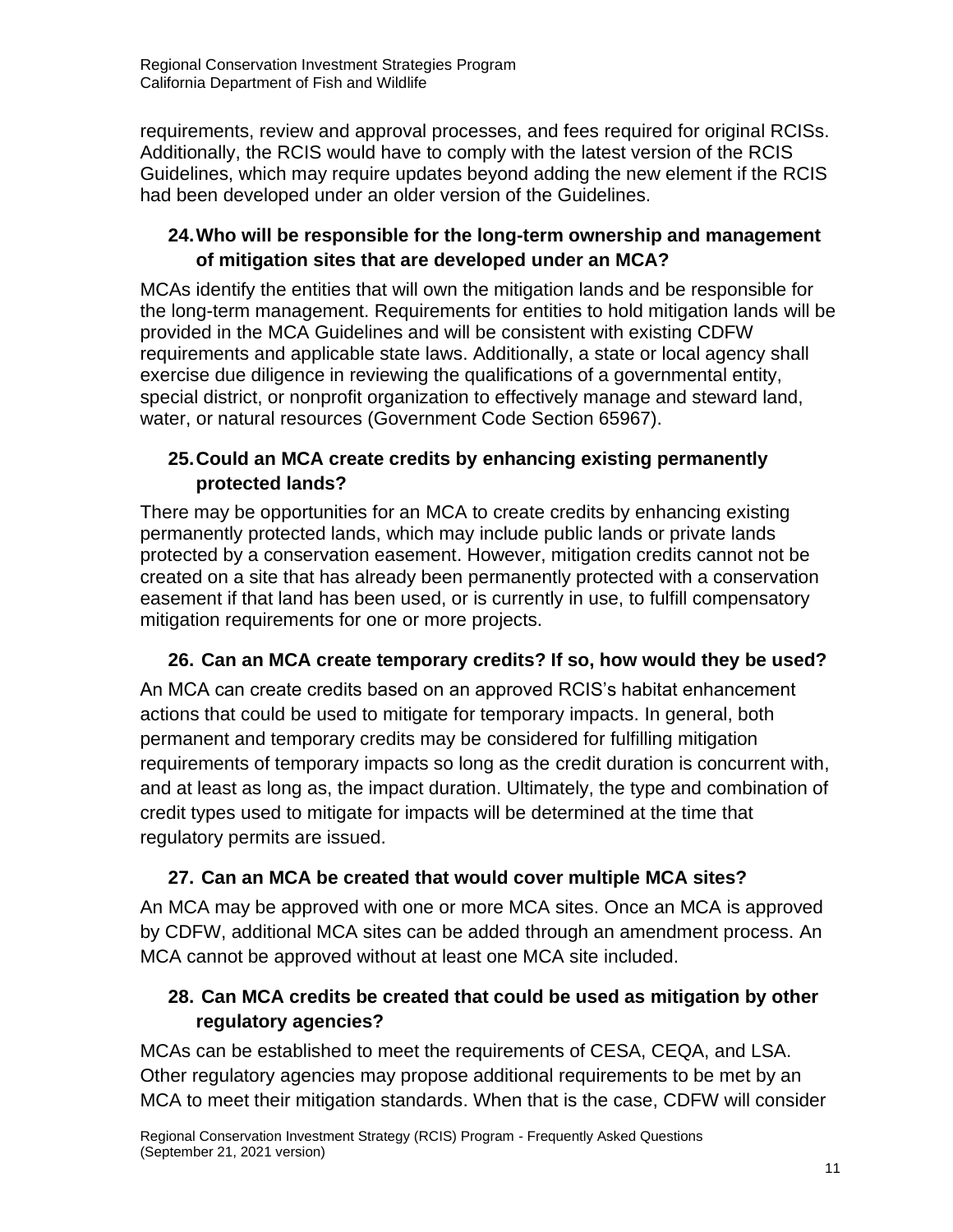requirements, review and approval processes, and fees required for original RCISs. Additionally, the RCIS would have to comply with the latest version of the RCIS Guidelines, which may require updates beyond adding the new element if the RCIS had been developed under an older version of the Guidelines.

### 24. Who will be responsible for the long-term ownership and management of mitigation sites that are developed under an MCA?

MCAs identify the entities that will own the mitigation lands and be responsible for the long-term management. Requirements for entities to hold mitigation lands will be provided in the MCA Guidelines and will be consistent with existing CDFW requirements and applicable state laws. Additionally, a state or local agency shall exercise due diligence in reviewing the qualifications of a governmental entity, special district, or nonprofit organization to effectively manage and steward land, water, or natural resources (Government Code Section 65967).

### 25. Could an MCA create credits by enhancing existing permanently protected lands?

There may be opportunities for an MCA to create credits by enhancing existing permanently protected lands, which may include public lands or private lands protected by a conservation easement. However, mitigation credits cannot not be created on a site that has already been permanently protected with a conservation easement if that land has been used, or is currently in use, to fulfill compensatory mitigation requirements for one or more projects.

### 26. Can an MCA create temporary credits? If so, how would they be used?

An MCA can create credits based on an approved RCIS's habitat enhancement actions that could be used to mitigate for temporary impacts. In general, both permanent and temporary credits may be considered for fulfilling mitigation requirements of temporary impacts so long as the credit duration is concurrent with, and at least as long as, the impact duration. Ultimately, the type and combination of credit types used to mitigate for impacts will be determined at the time that regulatory permits are issued.

### 27. Can an MCA be created that would cover multiple MCA sites?

An MCA may be approved with one or more MCA sites. Once an MCA is approved by CDFW, additional MCA sites can be added through an amendment process. An MCA cannot be approved without at least one MCA site included.

### 28. Can MCA credits be created that could be used as mitigation by other regulatory agencies?

MCAs can be established to meet the requirements of CESA, CEQA, and LSA. Other regulatory agencies may propose additional requirements to be met by an MCA to meet their mitigation standards. When that is the case, CDFW will consider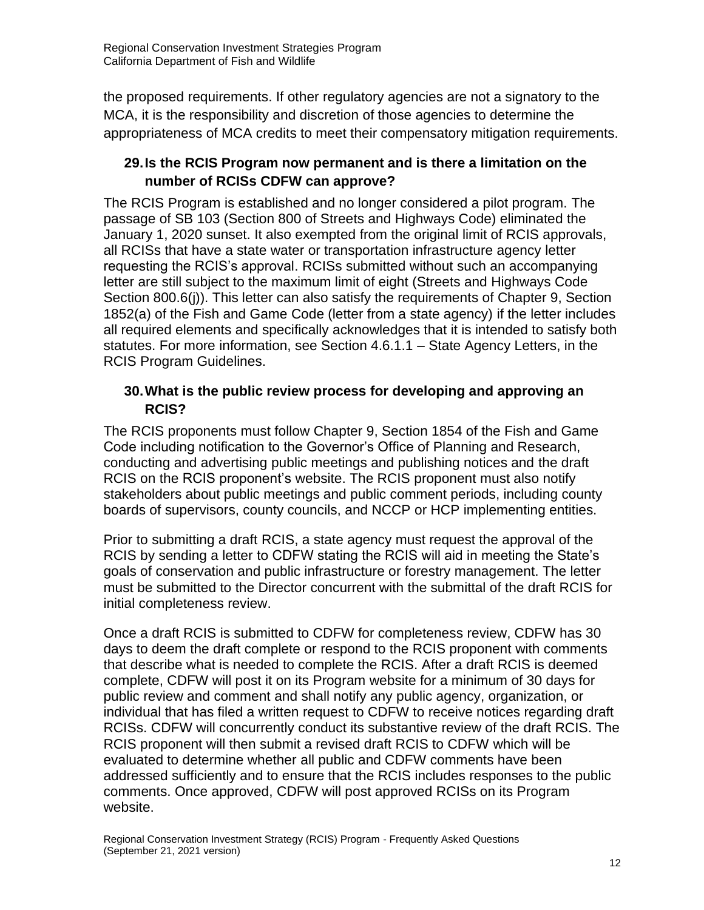the proposed requirements. If other regulatory agencies are not a signatory to the MCA, it is the responsibility and discretion of those agencies to determine the appropriateness of MCA credits to meet their compensatory mitigation requirements.

### 29. Is the RCIS Program now permanent and is there a limitation on the number of RCISs CDFW can approve?

The RCIS Program is established and no longer considered a pilot program. The passage of SB 103 (Section 800 of Streets and Highways Code) eliminated the January 1, 2020 sunset. It also exempted from the original limit of RCIS approvals, all RCISs that have a state water or transportation infrastructure agency letter requesting the RCIS's approval. RCISs submitted without such an accompanying letter are still subject to the maximum limit of eight (Streets and Highways Code Section 800.6(j)). This letter can also satisfy the requirements of Chapter 9, Section 1852(a) of the Fish and Game Code (letter from a state agency) if the letter includes all required elements and specifically acknowledges that it is intended to satisfy both statutes. For more information, see Section 4.6.1.1 – State Agency Letters, in the RCIS Program Guidelines.

### 30. What is the public review process for developing and approving an RCIS?

The RCIS proponents must follow Chapter 9, Section 1854 of the Fish and Game Code including notification to the Governor's Office of Planning and Research, conducting and advertising public meetings and publishing notices and the draft RCIS on the RCIS proponent's website. The RCIS proponent must also notify stakeholders about public meetings and public comment periods, including county boards of supervisors, county councils, and NCCP or HCP implementing entities.

Prior to submitting a draft RCIS, a state agency must request the approval of the RCIS by sending a letter to CDFW stating the RCIS will aid in meeting the State's goals of conservation and public infrastructure or forestry management. The letter must be submitted to the Director concurrent with the submittal of the draft RCIS for initial completeness review.

Once a draft RCIS is submitted to CDFW for completeness review, CDFW has 30 days to deem the draft complete or respond to the RCIS proponent with comments that describe what is needed to complete the RCIS. After a draft RCIS is deemed complete, CDFW will post it on its Program website for a minimum of 30 days for public review and comment and shall notify any public agency, organization, or individual that has filed a written request to CDFW to receive notices regarding draft RCISs. CDFW will concurrently conduct its substantive review of the draft RCIS. The RCIS proponent will then submit a revised draft RCIS to CDFW which will be evaluated to determine whether all public and CDFW comments have been addressed sufficiently and to ensure that the RCIS includes responses to the public comments. Once approved, CDFW will post approved RCISs on its Program website.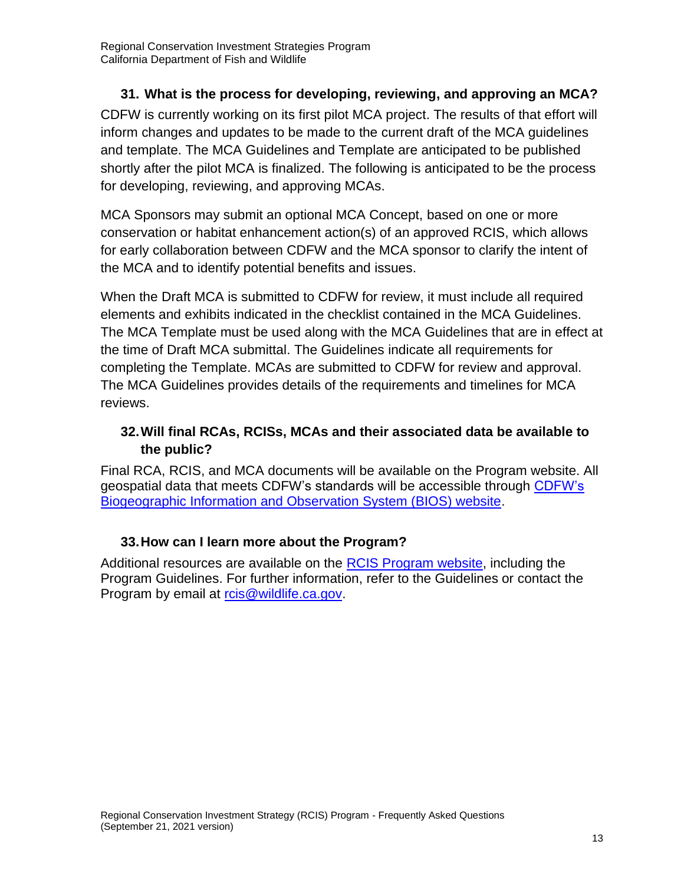### 31. What is the process for developing, reviewing, and approving an MCA?

CDFW is currently working on its first pilot MCA project. The results of that effort will inform changes and updates to be made to the current draft of the MCA guidelines and template. The MCA Guidelines and Template are anticipated to be published shortly after the pilot MCA is finalized. The following is anticipated to be the process for developing, reviewing, and approving MCAs.

MCA Sponsors may submit an optional MCA Concept, based on one or more conservation or habitat enhancement action(s) of an approved RCIS, which allows for early collaboration between CDFW and the MCA sponsor to clarify the intent of the MCA and to identify potential benefits and issues.

When the Draft MCA is submitted to CDFW for review, it must include all required elements and exhibits indicated in the checklist contained in the MCA Guidelines. The MCA Template must be used along with the MCA Guidelines that are in effect at the time of Draft MCA submittal. The Guidelines indicate all requirements for completing the Template. MCAs are submitted to CDFW for review and approval. The MCA Guidelines provides details of the requirements and timelines for MCA reviews.

### 32. Will final RCAs, RCISs, MCAs and their associated data be available to the public?

Final RCA, RCIS, and MCA documents will be available on the Program website. All geospatial data that meets CDFW's standards will be accessible through CDFW's Biogeographic Information and Observation System (BIOS) website.

### 33. How can I learn more about the Program?

Additional resources are available on the RCIS Program website, including the Program Guidelines. For further information, refer to the Guidelines or contact the Program by email at rcis@wildlife.ca.gov.